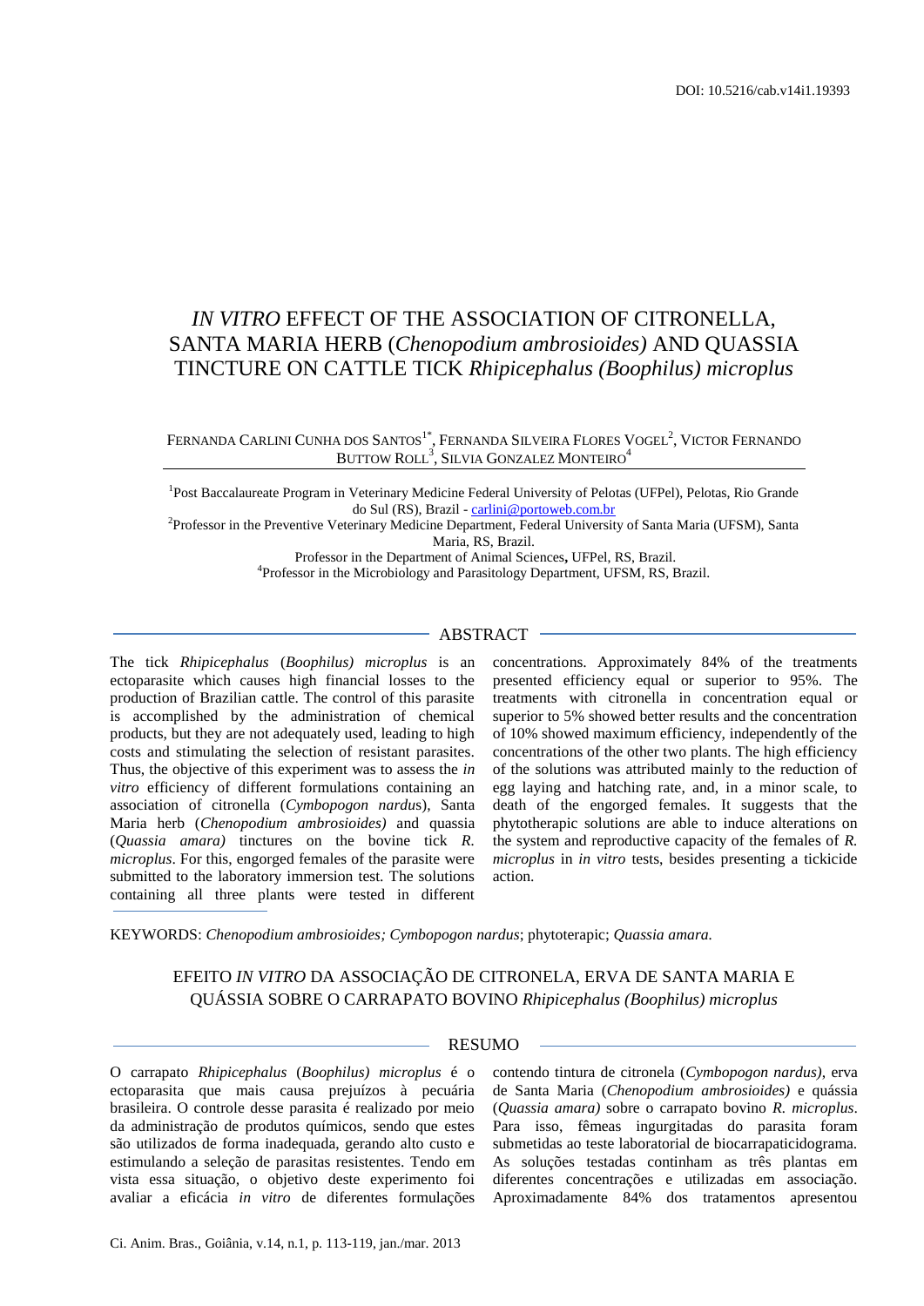DOI: 10.5216/cab.v14i1.19393

# *IN VITRO* EFFECT OF THE ASSOCIATION OF CITRONELLA, SANTA MARIA HERB (*Chenopodium ambrosioides)* AND QUASSIA TINCTURE ON CATTLE TICK *Rhipicephalus (Boophilus) microplus*

Fernanda Carlini Cunha dos Santos[1*], Fernanda Silveira Flores Vogel[2], Victor Fernando Buttow Roll[3], Silvia Gonzalez Monteiro[4]

[1]Post Baccalaureate Program in Veterinary Medicine Federal University of Pelotas (UFPel), Pelotas, Rio Grande do Sul (RS), Brazil - carlini@portoweb.com.br

[2]Professor in the Preventive Veterinary Medicine Department, Federal University of Santa Maria (UFSM), Santa Maria, RS, Brazil.

Professor in the Department of Animal Sciences, UFPel, RS, Brazil.

[4]Professor in the Microbiology and Parasitology Department, UFSM, RS, Brazil.

## ABSTRACT

The tick *Rhipicephalus* (*Boophilus) microplus* is an ectoparasite which causes high financial losses to the production of Brazilian cattle. The control of this parasite is accomplished by the administration of chemical products, but they are not adequately used, leading to high costs and stimulating the selection of resistant parasites. Thus, the objective of this experiment was to assess the *in vitro* efficiency of different formulations containing an association of citronella (*Cymbopogon nardu*s), Santa Maria herb (*Chenopodium ambrosioides)* and quassia (*Quassia amara)* tinctures on the bovine tick *R. microplus*. For this, engorged females of the parasite were submitted to the laboratory immersion test. The solutions containing all three plants were tested in different concentrations. Approximately 84% of the treatments presented efficiency equal or superior to 95%. The treatments with citronella in concentration equal or superior to 5% showed better results and the concentration of 10% showed maximum efficiency, independently of the concentrations of the other two plants. The high efficiency of the solutions was attributed mainly to the reduction of egg laying and hatching rate, and, in a minor scale, to death of the engorged females. It suggests that the phytotherapic solutions are able to induce alterations on the system and reproductive capacity of the females of *R. microplus* in *in vitro* tests, besides presenting a tickicide action.

KEYWORDS: *Chenopodium ambrosioides; Cymbopogon nardus*; phytoterapic; *Quassia amara.*

# EFEITO *IN VITRO* DA ASSOCIAÇÃO DE CITRONELA, ERVA DE SANTA MARIA E QUÁSSIA SOBRE O CARRAPATO BOVINO *Rhipicephalus (Boophilus) microplus*

## RESUMO

O carrapato *Rhipicephalus* (*Boophilus) microplus* é o ectoparasita que mais causa prejuízos à pecuária brasileira. O controle desse parasita é realizado por meio da administração de produtos químicos, sendo que estes são utilizados de forma inadequada, gerando alto custo e estimulando a seleção de parasitas resistentes. Tendo em vista essa situação, o objetivo deste experimento foi avaliar a eficácia *in vitro* de diferentes formulações contendo tintura de citronela (*Cymbopogon nardus)*, erva de Santa Maria (*Chenopodium ambrosioides)* e quássia (*Quassia amara)* sobre o carrapato bovino *R. microplus*. Para isso, fêmeas ingurgitadas do parasita foram submetidas ao teste laboratorial de biocarrapaticidograma. As soluções testadas continham as três plantas em diferentes concentrações e utilizadas em associação. Aproximadamente 84% dos tratamentos apresentou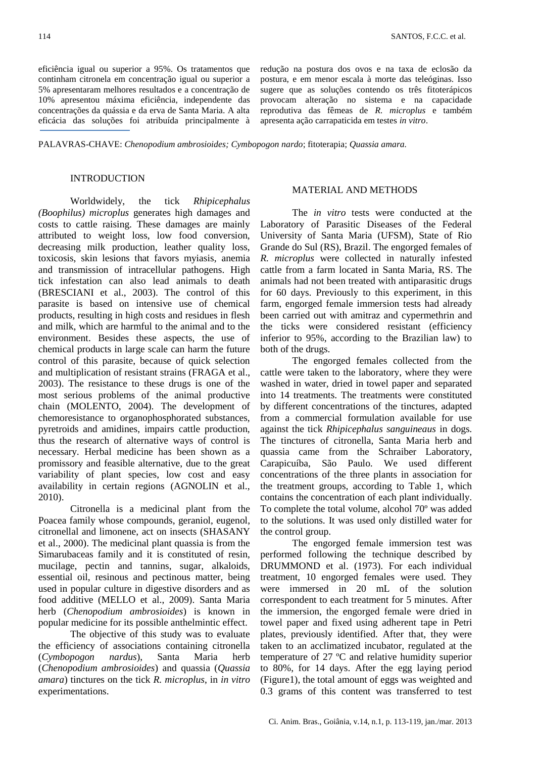eficiência igual ou superior a 95%. Os tratamentos que continham citronela em concentração igual ou superior a 5% apresentaram melhores resultados e a concentração de 10% apresentou máxima eficiência, independente das concentrações da quássia e da erva de Santa Maria. A alta eficácia das soluções foi atribuída principalmente à redução na postura dos ovos e na taxa de eclosão da postura, e em menor escala à morte das teleóginas. Isso sugere que as soluções contendo os três fitoterápicos provocam alteração no sistema e na capacidade reprodutiva das fêmeas de *R. microplus* e também apresenta ação carrapaticida em testes *in vitro*.

PALAVRAS-CHAVE: *Chenopodium ambrosioides; Cymbopogon nardo*; fitoterapia; *Quassia amara.*

## INTRODUCTION

Worldwidely, the tick *Rhipicephalus (Boophilus) microplus* generates high damages and costs to cattle raising. These damages are mainly attributed to weight loss, low food conversion, decreasing milk production, leather quality loss, toxicosis, skin lesions that favors myiasis, anemia and transmission of intracellular pathogens. High tick infestation can also lead animals to death (BRESCIANI et al., 2003). The control of this parasite is based on intensive use of chemical products, resulting in high costs and residues in flesh and milk, which are harmful to the animal and to the environment. Besides these aspects, the use of chemical products in large scale can harm the future control of this parasite, because of quick selection and multiplication of resistant strains (FRAGA et al., 2003). The resistance to these drugs is one of the most serious problems of the animal productive chain (MOLENTO, 2004). The development of chemoresistance to organophosphorated substances, pyretroids and amidines, impairs cattle production, thus the research of alternative ways of control is necessary. Herbal medicine has been shown as a promissory and feasible alternative, due to the great variability of plant species, low cost and easy availability in certain regions (AGNOLIN et al., 2010).

Citronella is a medicinal plant from the Poacea family whose compounds, geraniol, eugenol, citronellal and limonene, act on insects (SHASANY et al., 2000). The medicinal plant quassia is from the Simarubaceas family and it is constituted of resin, mucilage, pectin and tannins, sugar, alkaloids, essential oil, resinous and pectinous matter, being used in popular culture in digestive disorders and as food additive (MELLO et al., 2009). Santa Maria herb (*Chenopodium ambrosioides*) is known in popular medicine for its possible anthelmintic effect.

The objective of this study was to evaluate the efficiency of associations containing citronella (*Cymbopogon nardus*), Santa Maria herb (*Chenopodium ambrosioides*) and quassia (*Quassia amara*) tinctures on the tick *R. microplus*, in *in vitro* experimentations.

## MATERIAL AND METHODS

The *in vitro* tests were conducted at the Laboratory of Parasitic Diseases of the Federal University of Santa Maria (UFSM), State of Rio Grande do Sul (RS), Brazil. The engorged females of *R. microplus* were collected in naturally infested cattle from a farm located in Santa Maria, RS. The animals had not been treated with antiparasitic drugs for 60 days. Previously to this experiment, in this farm, engorged female immersion tests had already been carried out with amitraz and cypermethrin and the ticks were considered resistant (efficiency inferior to 95%, according to the Brazilian law) to both of the drugs.

The engorged females collected from the cattle were taken to the laboratory, where they were washed in water, dried in towel paper and separated into 14 treatments. The treatments were constituted by different concentrations of the tinctures, adapted from a commercial formulation available for use against the tick *Rhipicephalus sanguineaus* in dogs. The tinctures of citronella, Santa Maria herb and quassia came from the Schraiber Laboratory, Carapicuíba, São Paulo. We used different concentrations of the three plants in association for the treatment groups, according to Table 1, which contains the concentration of each plant individually. To complete the total volume, alcohol 70º was added to the solutions. It was used only distilled water for the control group.

The engorged female immersion test was performed following the technique described by DRUMMOND et al. (1973). For each individual treatment, 10 engorged females were used. They were immersed in 20 mL of the solution correspondent to each treatment for 5 minutes. After the immersion, the engorged female were dried in towel paper and fixed using adherent tape in Petri plates, previously identified. After that, they were taken to an acclimatized incubator, regulated at the temperature of 27 ºC and relative humidity superior to 80%, for 14 days. After the egg laying period (Figure1), the total amount of eggs was weighted and 0.3 grams of this content was transferred to test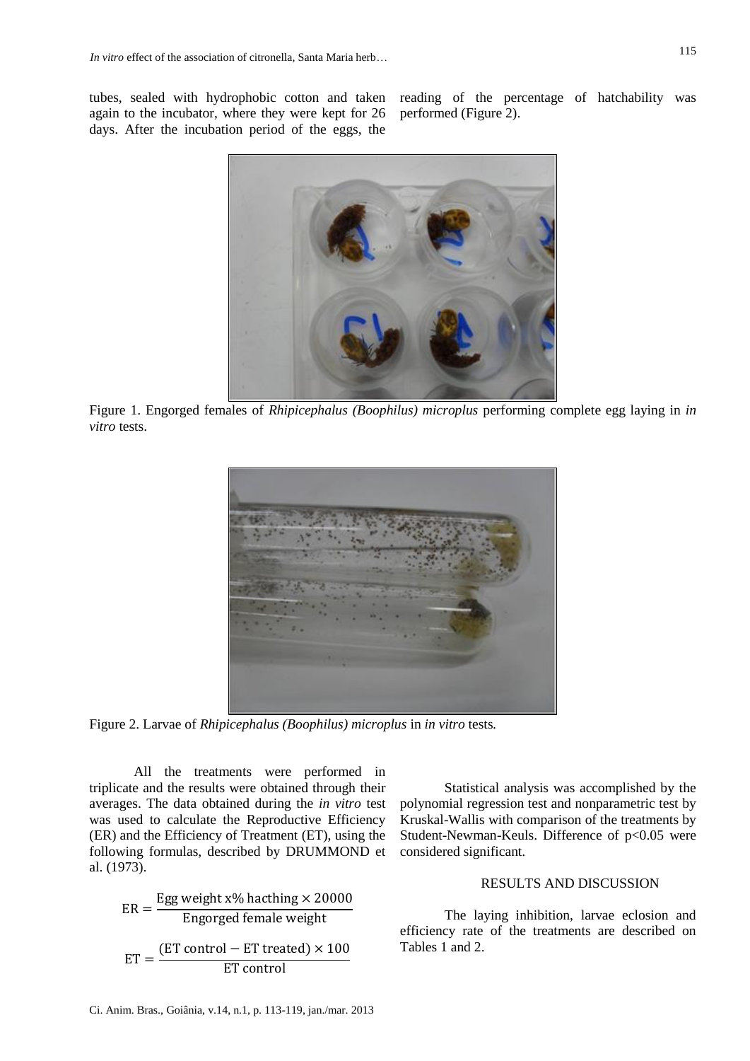tubes, sealed with hydrophobic cotton and taken again to the incubator, where they were kept for 26 days. After the incubation period of the eggs, the reading of the percentage of hatchability was performed (Figure 2).

Figure 1. Engorged females of *Rhipicephalus (Boophilus) microplus* performing complete egg laying in *in vitro* tests.

Figure 2. Larvae of *Rhipicephalus (Boophilus) microplus* in *in vitro* tests.

All the treatments were performed in triplicate and the results were obtained through their averages. The data obtained during the *in vitro* test was used to calculate the Reproductive Efficiency (ER) and the Efficiency of Treatment (ET), using the following formulas, described by DRUMMOND et al. (1973).

$$\mathrm{ER} = \frac{\text{Egg weight x\% hacthing} \times 20000}{\text{Engorged female weight}}$$

$$\mathrm{ET} = \frac{(\text{ET control} - \text{ET treated}) \times 100}{\text{ET control}}$$

Statistical analysis was accomplished by the polynomial regression test and nonparametric test by Kruskal-Wallis with comparison of the treatments by Student-Newman-Keuls. Difference of $p<0.05$ were considered significant.

## RESULTS AND DISCUSSION

The laying inhibition, larvae eclosion and efficiency rate of the treatments are described on Tables 1 and 2.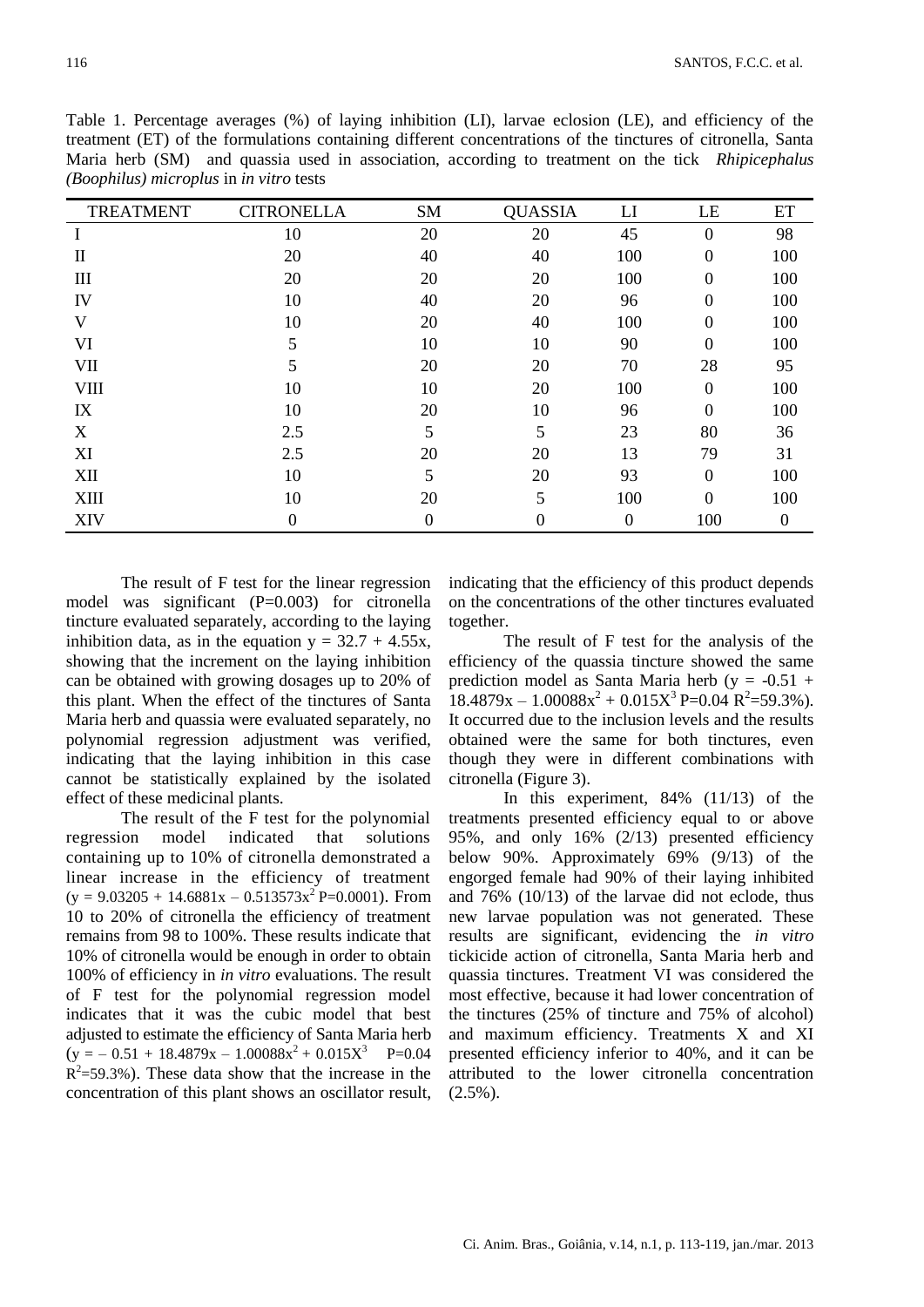Table 1. Percentage averages (%) of laying inhibition (LI), larvae eclosion (LE), and efficiency of the treatment (ET) of the formulations containing different concentrations of the tinctures of citronella, Santa Maria herb (SM) and quassia used in association, according to treatment on the tick *Rhipicephalus (Boophilus) microplus* in *in vitro* tests

| TREATMENT | CITRONELLA | SM | QUASSIA | LI | LE | ET |
|---|---|---|---|---|---|---|
| I | 10 | 20 | 20 | 45 | 0 | 98 |
| II | 20 | 40 | 40 | 100 | 0 | 100 |
| III | 20 | 20 | 20 | 100 | 0 | 100 |
| IV | 10 | 40 | 20 | 96 | 0 | 100 |
| V | 10 | 20 | 40 | 100 | 0 | 100 |
| VI | 5 | 10 | 10 | 90 | 0 | 100 |
| VII | 5 | 20 | 20 | 70 | 28 | 95 |
| VIII | 10 | 10 | 20 | 100 | 0 | 100 |
| IX | 10 | 20 | 10 | 96 | 0 | 100 |
| X | 2.5 | 5 | 5 | 23 | 80 | 36 |
| XI | 2.5 | 20 | 20 | 13 | 79 | 31 |
| XII | 10 | 5 | 20 | 93 | 0 | 100 |
| XIII | 10 | 20 | 5 | 100 | 0 | 100 |
| XIV | 0 | 0 | 0 | 0 | 100 | 0 |

The result of F test for the linear regression model was significant (P=0.003) for citronella tincture evaluated separately, according to the laying inhibition data, as in the equation $y = 32.7 + 4.55x$, showing that the increment on the laying inhibition can be obtained with growing dosages up to 20% of this plant. When the effect of the tinctures of Santa Maria herb and quassia were evaluated separately, no polynomial regression adjustment was verified, indicating that the laying inhibition in this case cannot be statistically explained by the isolated effect of these medicinal plants.

The result of the F test for the polynomial regression model indicated that solutions containing up to 10% of citronella demonstrated a linear increase in the efficiency of treatment ($y = 9.03205 + 14.6881x - 0.513573x^2$ P=0.0001). From 10 to 20% of citronella the efficiency of treatment remains from 98 to 100%. These results indicate that 10% of citronella would be enough in order to obtain 100% of efficiency in *in vitro* evaluations. The result of F test for the polynomial regression model indicates that it was the cubic model that best adjusted to estimate the efficiency of Santa Maria herb ($y = -0.51 + 18.4879x - 1.00088x^2 + 0.015X^3$ P=0.04 $R^2$=59.3%). These data show that the increase in the concentration of this plant shows an oscillator result, indicating that the efficiency of this product depends on the concentrations of the other tinctures evaluated together.

The result of F test for the analysis of the efficiency of the quassia tincture showed the same prediction model as Santa Maria herb ($y = -0.51 + 18.4879x - 1.00088x^2 + 0.015X^3$ P=0.04 $R^2$=59.3%). It occurred due to the inclusion levels and the results obtained were the same for both tinctures, even though they were in different combinations with citronella (Figure 3).

In this experiment, 84% (11/13) of the treatments presented efficiency equal to or above 95%, and only 16% (2/13) presented efficiency below 90%. Approximately 69% (9/13) of the engorged female had 90% of their laying inhibited and 76% (10/13) of the larvae did not eclode, thus new larvae population was not generated. These results are significant, evidencing the *in vitro* tickicide action of citronella, Santa Maria herb and quassia tinctures. Treatment VI was considered the most effective, because it had lower concentration of the tinctures (25% of tincture and 75% of alcohol) and maximum efficiency. Treatments X and XI presented efficiency inferior to 40%, and it can be attributed to the lower citronella concentration (2.5%).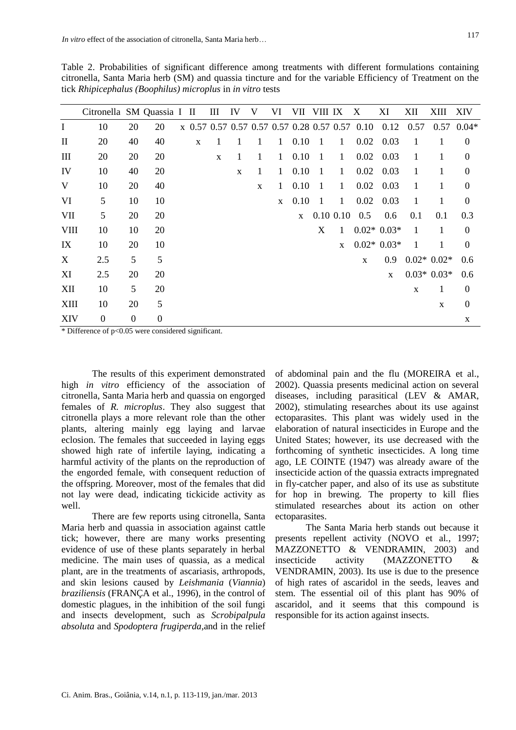Table 2. Probabilities of significant difference among treatments with different formulations containing citronella, Santa Maria herb (SM) and quassia tincture and for the variable Efficiency of Treatment on the tick *Rhipicephalus (Boophilus) microplus* in *in vitro* tests

| | Citronella | SM | Quassia | I | II | III | IV | V | VI | VII | VIII | IX | X | XI | XII | XIII | XIV |
|---|---|---|---|---|---|---|---|---|---|---|---|---|---|---|---|---|---|
| I | 10 | 20 | 20 | x | 0.57 | 0.57 | 0.57 | 0.57 | 0.57 | 0.28 | 0.57 | 0.57 | 0.10 | 0.12 | 0.57 | 0.57 | 0.04* |
| II | 20 | 40 | 40 | | x | 1 | 1 | 1 | 1 | 0.10 | 1 | 1 | 0.02 | 0.03 | 1 | 1 | 0 |
| III | 20 | 20 | 20 | | | x | 1 | 1 | 1 | 0.10 | 1 | 1 | 0.02 | 0.03 | 1 | 1 | 0 |
| IV | 10 | 40 | 20 | | | | x | 1 | 1 | 0.10 | 1 | 1 | 0.02 | 0.03 | 1 | 1 | 0 |
| V | 10 | 20 | 40 | | | | | x | 1 | 0.10 | 1 | 1 | 0.02 | 0.03 | 1 | 1 | 0 |
| VI | 5 | 10 | 10 | | | | | | x | 0.10 | 1 | 1 | 0.02 | 0.03 | 1 | 1 | 0 |
| VII | 5 | 20 | 20 | | | | | | | x | 0.10 | 0.10 | 0.5 | 0.6 | 0.1 | 0.1 | 0.3 |
| VIII | 10 | 10 | 20 | | | | | | | | X | 1 | 0.02* | 0.03* | 1 | 1 | 0 |
| IX | 10 | 20 | 10 | | | | | | | | | x | 0.02* | 0.03* | 1 | 1 | 0 |
| X | 2.5 | 5 | 5 | | | | | | | | | | x | 0.9 | 0.02* | 0.02* | 0.6 |
| XI | 2.5 | 20 | 20 | | | | | | | | | | | x | 0.03* | 0.03* | 0.6 |
| XII | 10 | 5 | 20 | | | | | | | | | | | | x | 1 | 0 |
| XIII | 10 | 20 | 5 | | | | | | | | | | | | | x | 0 |
| XIV | 0 | 0 | 0 | | | | | | | | | | | | | | x |

\* Difference of $p<0.05$ were considered significant.

The results of this experiment demonstrated high *in vitro* efficiency of the association of citronella, Santa Maria herb and quassia on engorged females of *R. microplus*. They also suggest that citronella plays a more relevant role than the other plants, altering mainly egg laying and larvae eclosion. The females that succeeded in laying eggs showed high rate of infertile laying, indicating a harmful activity of the plants on the reproduction of the engorded female, with consequent reduction of the offspring. Moreover, most of the females that did not lay were dead, indicating tickicide activity as well.

There are few reports using citronella, Santa Maria herb and quassia in association against cattle tick; however, there are many works presenting evidence of use of these plants separately in herbal medicine. The main uses of quassia, as a medical plant, are in the treatments of ascariasis, arthropods, and skin lesions caused by *Leishmania* (*Viannia*) *braziliensis* (FRANÇA et al., 1996), in the control of domestic plagues, in the inhibition of the soil fungi and insects development, such as *Scrobipalpula absoluta* and *Spodoptera frugiperda*,and in the relief of abdominal pain and the flu (MOREIRA et al., 2002). Quassia presents medicinal action on several diseases, including parasitical (LEV & AMAR, 2002), stimulating researches about its use against ectoparasites. This plant was widely used in the elaboration of natural insecticides in Europe and the United States; however, its use decreased with the forthcoming of synthetic insecticides. A long time ago, LE COINTE (1947) was already aware of the insecticide action of the quassia extracts impregnated in fly-catcher paper, and also of its use as substitute for hop in brewing. The property to kill flies stimulated researches about its action on other ectoparasites.

The Santa Maria herb stands out because it presents repellent activity (NOVO et al., 1997; MAZZONETTO & VENDRAMIN, 2003) and insecticide activity (MAZZONETTO & VENDRAMIN, 2003). Its use is due to the presence of high rates of ascaridol in the seeds, leaves and stem. The essential oil of this plant has 90% of ascaridol, and it seems that this compound is responsible for its action against insects.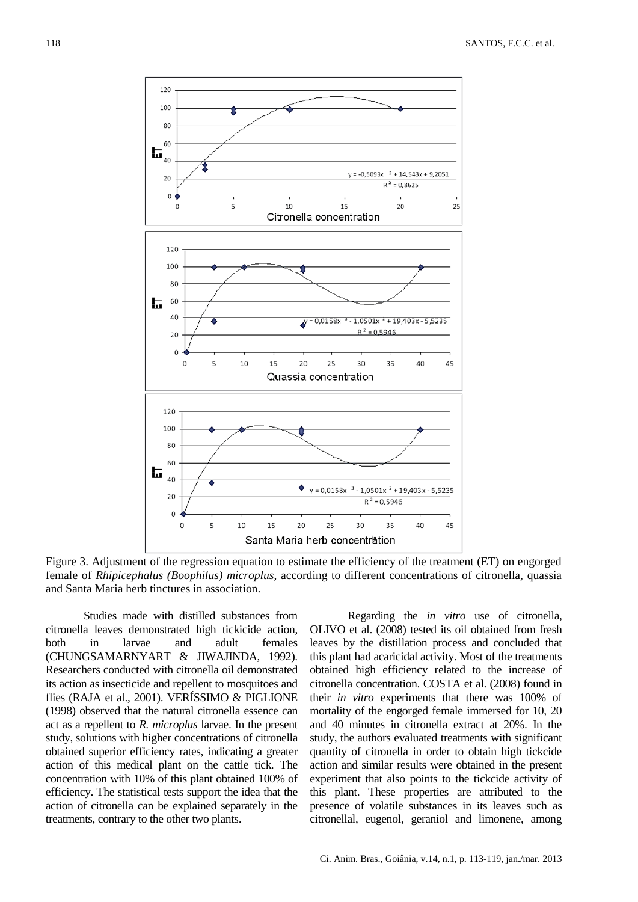Figure 3. Adjustment of the regression equation to estimate the efficiency of the treatment (ET) on engorged female of *Rhipicephalus (Boophilus) microplus*, according to different concentrations of citronella, quassia and Santa Maria herb tinctures in association.

Studies made with distilled substances from citronella leaves demonstrated high tickicide action, both in larvae and adult females (CHUNGSAMARNYART & JIWAJINDA, 1992). Researchers conducted with citronella oil demonstrated its action as insecticide and repellent to mosquitoes and flies (RAJA et al., 2001). VERÍSSIMO & PIGLIONE (1998) observed that the natural citronella essence can act as a repellent to *R. microplus* larvae. In the present study, solutions with higher concentrations of citronella obtained superior efficiency rates, indicating a greater action of this medical plant on the cattle tick. The concentration with 10% of this plant obtained 100% of efficiency. The statistical tests support the idea that the action of citronella can be explained separately in the treatments, contrary to the other two plants.

Regarding the *in vitro* use of citronella, OLIVO et al. (2008) tested its oil obtained from fresh leaves by the distillation process and concluded that this plant had acaricidal activity. Most of the treatments obtained high efficiency related to the increase of citronella concentration. COSTA et al. (2008) found in their *in vitro* experiments that there was 100% of mortality of the engorged female immersed for 10, 20 and 40 minutes in citronella extract at 20%. In the study, the authors evaluated treatments with significant quantity of citronella in order to obtain high tickcide action and similar results were obtained in the present experiment that also points to the tickcide activity of this plant. These properties are attributed to the presence of volatile substances in its leaves such as citronellal, eugenol, geraniol and limonene, among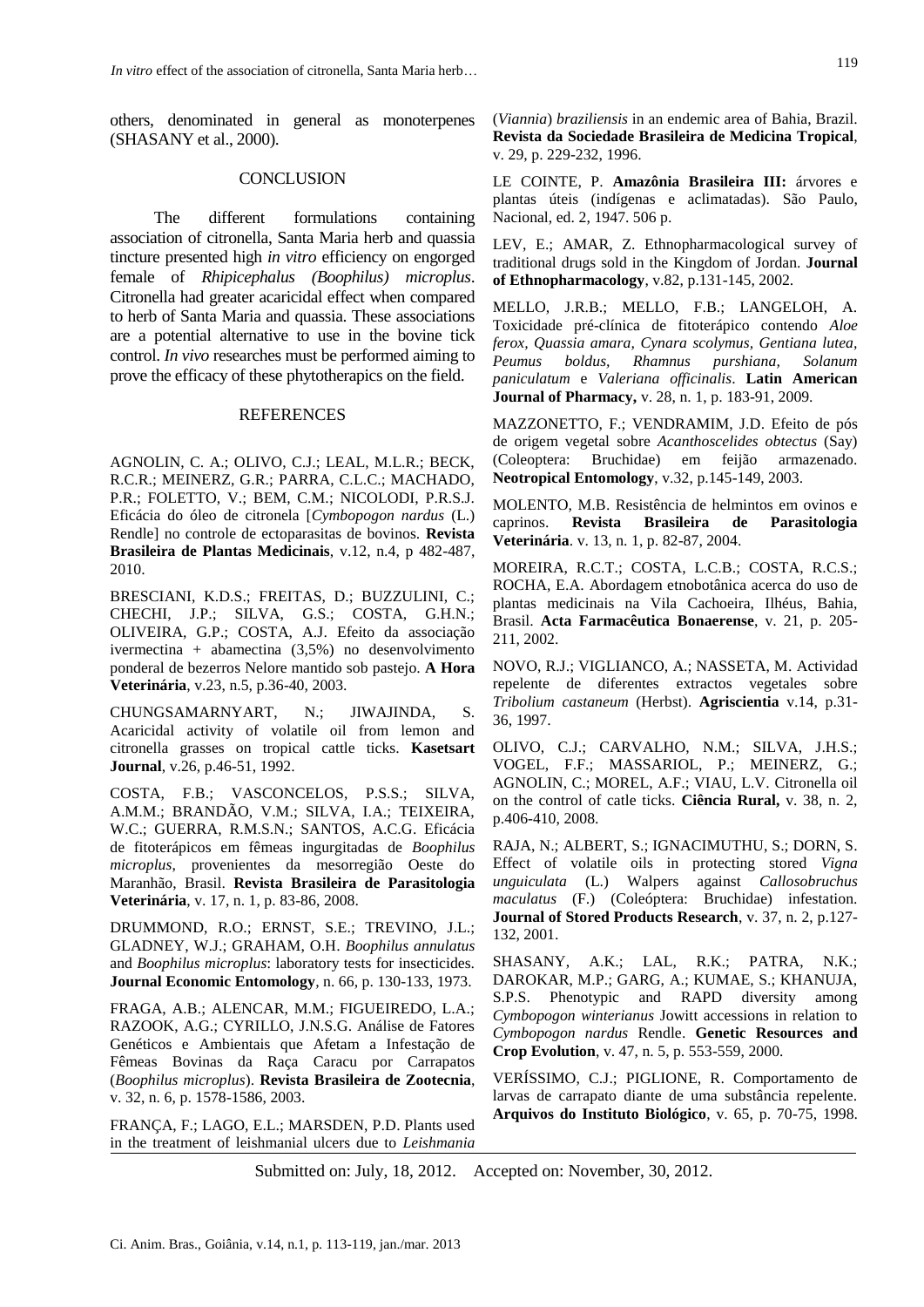others, denominated in general as monoterpenes (SHASANY et al., 2000).

## CONCLUSION

The different formulations containing association of citronella, Santa Maria herb and quassia tincture presented high *in vitro* efficiency on engorged female of *Rhipicephalus (Boophilus) microplus*. Citronella had greater acaricidal effect when compared to herb of Santa Maria and quassia. These associations are a potential alternative to use in the bovine tick control. *In vivo* researches must be performed aiming to prove the efficacy of these phytotherapics on the field.

## REFERENCES

AGNOLIN, C. A.; OLIVO, C.J.; LEAL, M.L.R.; BECK, R.C.R.; MEINERZ, G.R.; PARRA, C.L.C.; MACHADO, P.R.; FOLETTO, V.; BEM, C.M.; NICOLODI, P.R.S.J. Eficácia do óleo de citronela [*Cymbopogon nardus* (L.) Rendle] no controle de ectoparasitas de bovinos. **Revista Brasileira de Plantas Medicinais**, v.12, n.4, p 482-487, 2010.

BRESCIANI, K.D.S.; FREITAS, D.; BUZZULINI, C.; CHECHI, J.P.; SILVA, G.S.; COSTA, G.H.N.; OLIVEIRA, G.P.; COSTA, A.J. Efeito da associação ivermectina + abamectina (3,5%) no desenvolvimento ponderal de bezerros Nelore mantido sob pastejo. **A Hora Veterinária**, v.23, n.5, p.36-40, 2003.

CHUNGSAMARNYART, N.; JIWAJINDA, S. Acaricidal activity of volatile oil from lemon and citronella grasses on tropical cattle ticks. **Kasetsart Journal**, v.26, p.46-51, 1992.

COSTA, F.B.; VASCONCELOS, P.S.S.; SILVA, A.M.M.; BRANDÃO, V.M.; SILVA, I.A.; TEIXEIRA, W.C.; GUERRA, R.M.S.N.; SANTOS, A.C.G. Eficácia de fitoterápicos em fêmeas ingurgitadas de *Boophilus microplus*, provenientes da mesorregião Oeste do Maranhão, Brasil. **Revista Brasileira de Parasitologia Veterinária**, v. 17, n. 1, p. 83-86, 2008.

DRUMMOND, R.O.; ERNST, S.E.; TREVINO, J.L.; GLADNEY, W.J.; GRAHAM, O.H. *Boophilus annulatus* and *Boophilus microplus*: laboratory tests for insecticides. **Journal Economic Entomology**, n. 66, p. 130-133, 1973.

FRAGA, A.B.; ALENCAR, M.M.; FIGUEIREDO, L.A.; RAZOOK, A.G.; CYRILLO, J.N.S.G. Análise de Fatores Genéticos e Ambientais que Afetam a Infestação de Fêmeas Bovinas da Raça Caracu por Carrapatos (*Boophilus microplus*). **Revista Brasileira de Zootecnia**, v. 32, n. 6, p. 1578-1586, 2003.

FRANÇA, F.; LAGO, E.L.; MARSDEN, P.D. Plants used in the treatment of leishmanial ulcers due to *Leishmania* (*Viannia*) *braziliensis* in an endemic area of Bahia, Brazil. **Revista da Sociedade Brasileira de Medicina Tropical**, v. 29, p. 229-232, 1996.

LE COINTE, P. **Amazônia Brasileira III:** árvores e plantas úteis (indígenas e aclimatadas). São Paulo, Nacional, ed. 2, 1947. 506 p.

LEV, E.; AMAR, Z. Ethnopharmacological survey of traditional drugs sold in the Kingdom of Jordan. **Journal of Ethnopharmacology**, v.82, p.131-145, 2002.

MELLO, J.R.B.; MELLO, F.B.; LANGELOH, A. Toxicidade pré-clínica de fitoterápico contendo *Aloe ferox, Quassia amara, Cynara scolymus, Gentiana lutea, Peumus boldus, Rhamnus purshiana, Solanum paniculatum* e *Valeriana officinalis*. **Latin American Journal of Pharmacy,** v. 28, n. 1, p. 183-91, 2009.

MAZZONETTO, F.; VENDRAMIM, J.D. Efeito de pós de origem vegetal sobre *Acanthoscelides obtectus* (Say) (Coleoptera: Bruchidae) em feijão armazenado. **Neotropical Entomology**, v.32, p.145-149, 2003.

MOLENTO, M.B. Resistência de helmintos em ovinos e caprinos. **Revista Brasileira de Parasitologia Veterinária**. v. 13, n. 1, p. 82-87, 2004.

MOREIRA, R.C.T.; COSTA, L.C.B.; COSTA, R.C.S.; ROCHA, E.A. Abordagem etnobotânica acerca do uso de plantas medicinais na Vila Cachoeira, Ilhéus, Bahia, Brasil. **Acta Farmacêutica Bonaerense**, v. 21, p. 205-211, 2002.

NOVO, R.J.; VIGLIANCO, A.; NASSETA, M. Actividad repelente de diferentes extractos vegetales sobre *Tribolium castaneum* (Herbst). **Agriscientia** v.14, p.31-36, 1997.

OLIVO, C.J.; CARVALHO, N.M.; SILVA, J.H.S.; VOGEL, F.F.; MASSARIOL, P.; MEINERZ, G.; AGNOLIN, C.; MOREL, A.F.; VIAU, L.V. Citronella oil on the control of catle ticks. **Ciência Rural,** v. 38, n. 2, p.406-410, 2008.

RAJA, N.; ALBERT, S.; IGNACIMUTHU, S.; DORN, S. Effect of volatile oils in protecting stored *Vigna unguiculata* (L.) Walpers against *Callosobruchus maculatus* (F.) (Coleóptera: Bruchidae) infestation. **Journal of Stored Products Research**, v. 37, n. 2, p.127-132, 2001.

SHASANY, A.K.; LAL, R.K.; PATRA, N.K.; DAROKAR, M.P.; GARG, A.; KUMAE, S.; KHANUJA, S.P.S. Phenotypic and RAPD diversity among *Cymbopogon winterianus* Jowitt accessions in relation to *Cymbopogon nardus* Rendle. **Genetic Resources and Crop Evolution**, v. 47, n. 5, p. 553-559, 2000.

VERÍSSIMO, C.J.; PIGLIONE, R. Comportamento de larvas de carrapato diante de uma substância repelente. **Arquivos do Instituto Biológico**, v. 65, p. 70-75, 1998.

Submitted on: July, 18, 2012. Accepted on: November, 30, 2012.